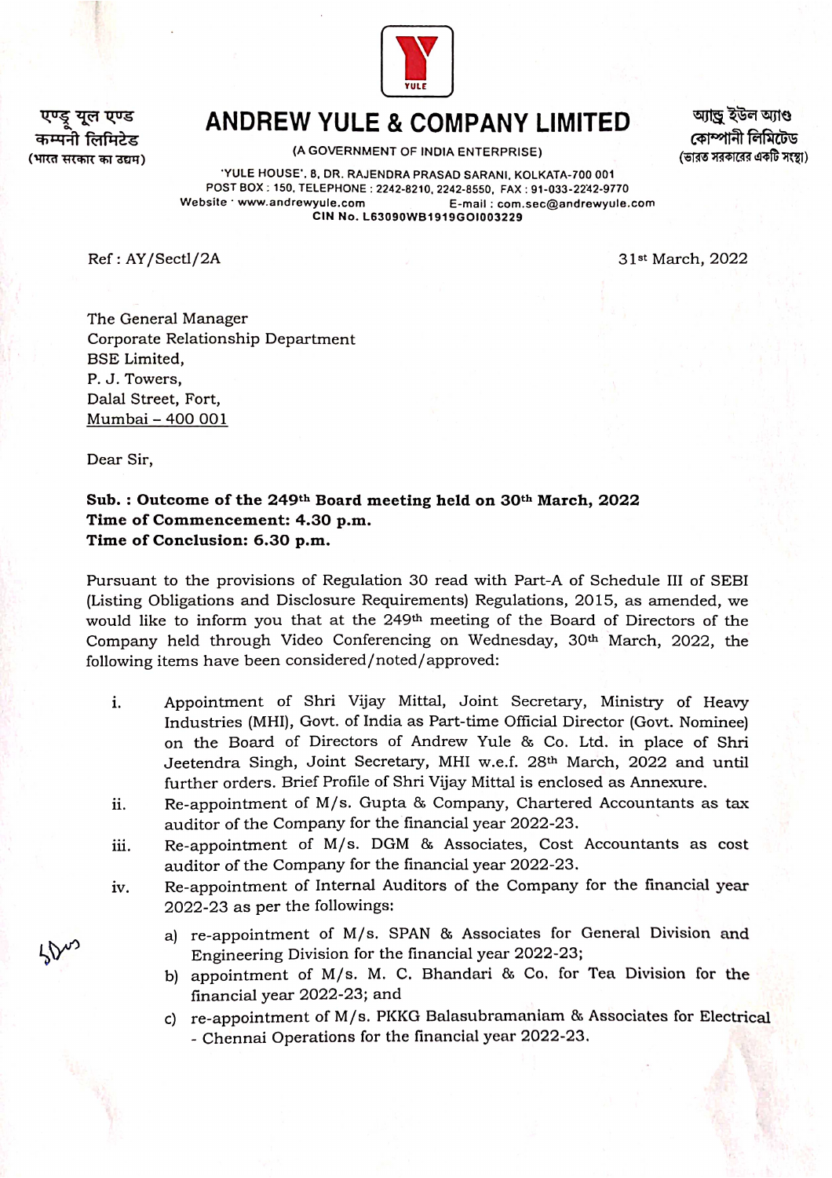एण्डू यूल एण्ड
कम्पनी लिमिटेड
(भारत सरकार का उद्यम)

# ANDREW YULE & COMPANY LIMITED

(A GOVERNMENT OF INDIA ENTERPRISE)

অ্যান্ড্রু ইউল অ্যাণ্ড
কোম্পানী লিমিটেড
(ভারত সরকারের একটি সংস্থা)

'YULE HOUSE', 8, DR. RAJENDRA PRASAD SARANI, KOLKATA-700 001
POST BOX : 150, TELEPHONE : 2242-8210, 2242-8550, FAX : 91-033-2242-9770
Website : www.andrewyule.com E-mail : com.sec@andrewyule.com
CIN No. L63090WB1919GOI003229

Ref : AY/Sectl/2A

31st March, 2022

The General Manager
Corporate Relationship Department
BSE Limited,
P. J. Towers,
Dalal Street, Fort,
Mumbai – 400 001

Dear Sir,

**Sub. : Outcome of the 249th Board meeting held on 30th March, 2022**
**Time of Commencement: 4.30 p.m.**
**Time of Conclusion: 6.30 p.m.**

Pursuant to the provisions of Regulation 30 read with Part-A of Schedule III of SEBI (Listing Obligations and Disclosure Requirements) Regulations, 2015, as amended, we would like to inform you that at the 249th meeting of the Board of Directors of the Company held through Video Conferencing on Wednesday, 30th March, 2022, the following items have been considered/noted/approved:

i. Appointment of Shri Vijay Mittal, Joint Secretary, Ministry of Heavy Industries (MHI), Govt. of India as Part-time Official Director (Govt. Nominee) on the Board of Directors of Andrew Yule & Co. Ltd. in place of Shri Jeetendra Singh, Joint Secretary, MHI w.e.f. 28th March, 2022 and until further orders. Brief Profile of Shri Vijay Mittal is enclosed as Annexure.

ii. Re-appointment of M/s. Gupta & Company, Chartered Accountants as tax auditor of the Company for the financial year 2022-23.

iii. Re-appointment of M/s. DGM & Associates, Cost Accountants as cost auditor of the Company for the financial year 2022-23.

iv. Re-appointment of Internal Auditors of the Company for the financial year 2022-23 as per the followings:

   a) re-appointment of M/s. SPAN & Associates for General Division and Engineering Division for the financial year 2022-23;
   b) appointment of M/s. M. C. Bhandari & Co. for Tea Division for the financial year 2022-23; and
   c) re-appointment of M/s. PKKG Balasubramaniam & Associates for Electrical - Chennai Operations for the financial year 2022-23.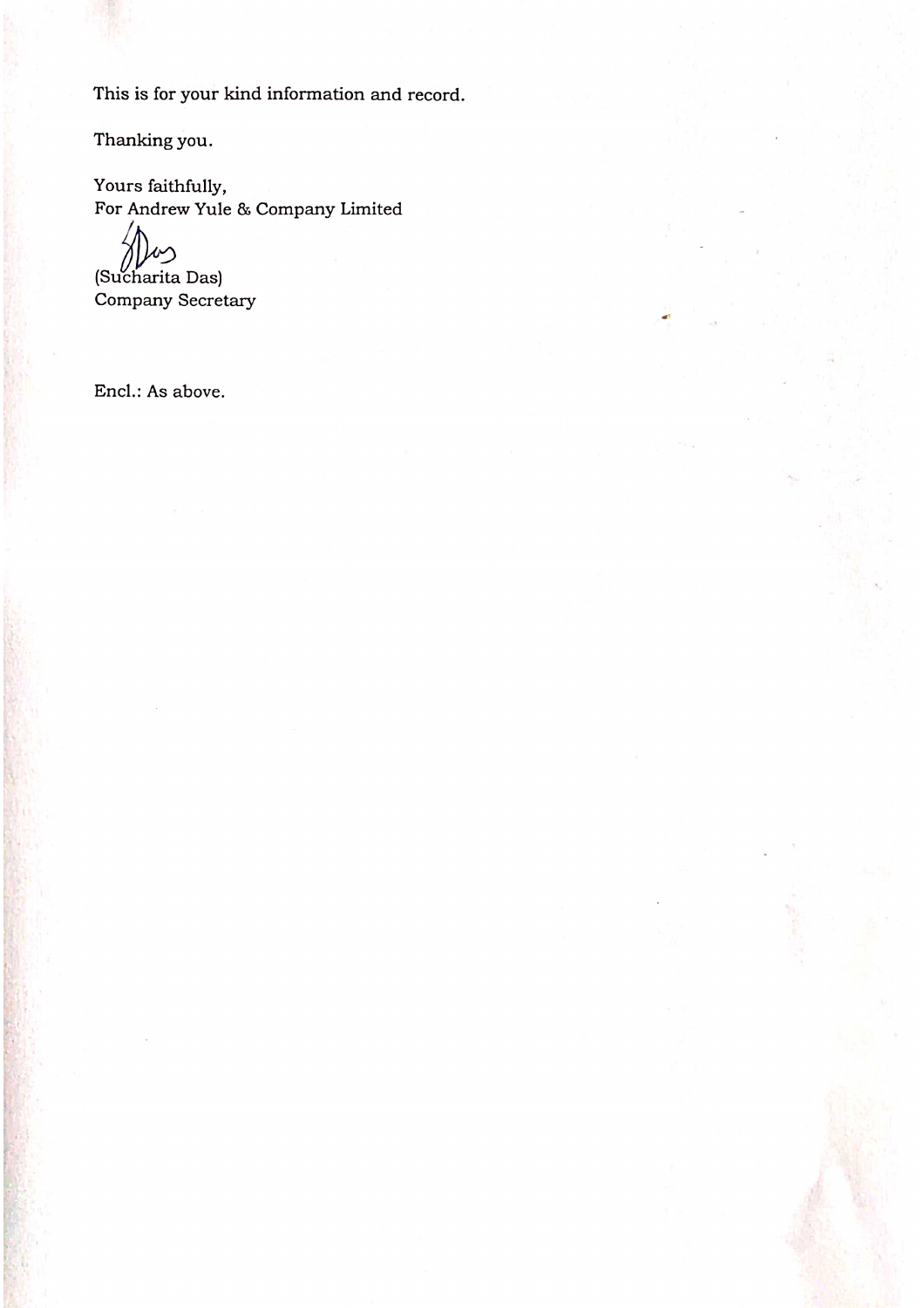This is for your kind information and record.

Thanking you.

Yours faithfully,
For Andrew Yule & Company Limited

(Sucharita Das)
Company Secretary

Encl.: As above.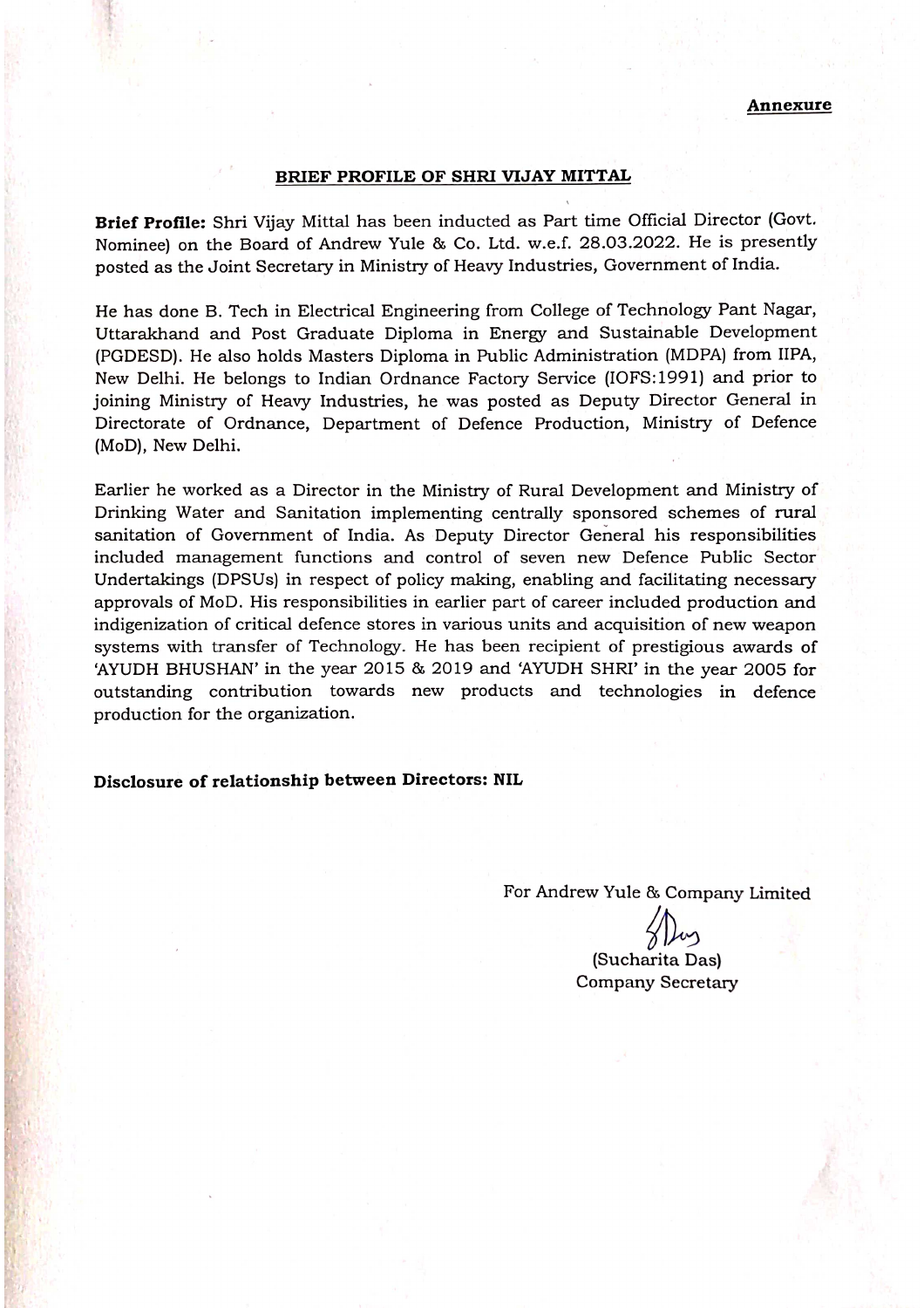**Annexure**

## BRIEF PROFILE OF SHRI VIJAY MITTAL

**Brief Profile:** Shri Vijay Mittal has been inducted as Part time Official Director (Govt. Nominee) on the Board of Andrew Yule & Co. Ltd. w.e.f. 28.03.2022. He is presently posted as the Joint Secretary in Ministry of Heavy Industries, Government of India.

He has done B. Tech in Electrical Engineering from College of Technology Pant Nagar, Uttarakhand and Post Graduate Diploma in Energy and Sustainable Development (PGDESD). He also holds Masters Diploma in Public Administration (MDPA) from IIPA, New Delhi. He belongs to Indian Ordnance Factory Service (IOFS:1991) and prior to joining Ministry of Heavy Industries, he was posted as Deputy Director General in Directorate of Ordnance, Department of Defence Production, Ministry of Defence (MoD), New Delhi.

Earlier he worked as a Director in the Ministry of Rural Development and Ministry of Drinking Water and Sanitation implementing centrally sponsored schemes of rural sanitation of Government of India. As Deputy Director General his responsibilities included management functions and control of seven new Defence Public Sector Undertakings (DPSUs) in respect of policy making, enabling and facilitating necessary approvals of MoD. His responsibilities in earlier part of career included production and indigenization of critical defence stores in various units and acquisition of new weapon systems with transfer of Technology. He has been recipient of prestigious awards of 'AYUDH BHUSHAN' in the year 2015 & 2019 and 'AYUDH SHRI' in the year 2005 for outstanding contribution towards new products and technologies in defence production for the organization.

**Disclosure of relationship between Directors: NIL**

For Andrew Yule & Company Limited

(Sucharita Das)
Company Secretary